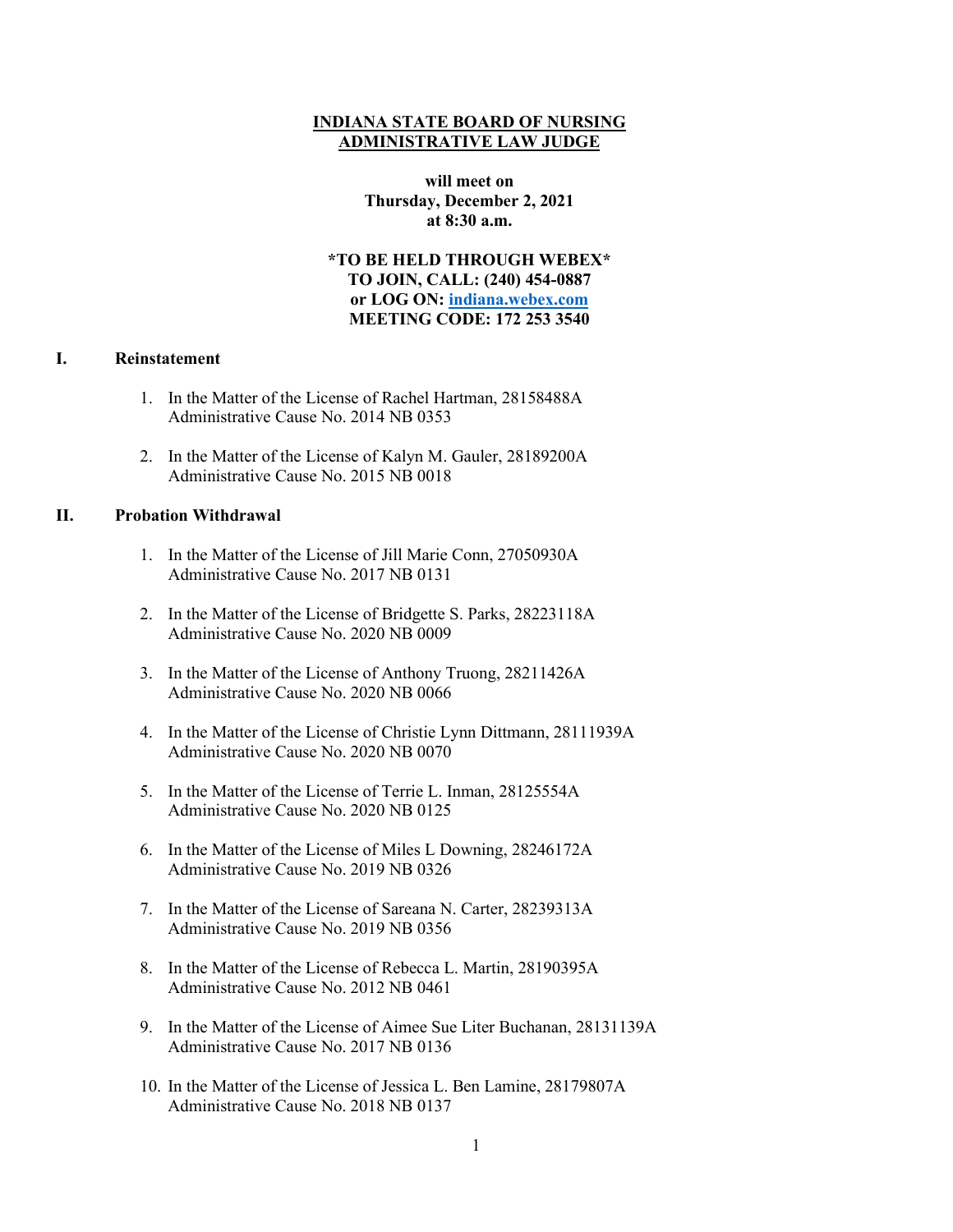**INDIANA STATE BOARD OF NURSING**
**ADMINISTRATIVE LAW JUDGE**

**will meet on**
**Thursday, December 2, 2021**
**at 8:30 a.m.**

**\*TO BE HELD THROUGH WEBEX\***
**TO JOIN, CALL: (240) 454-0887**
**or LOG ON: indiana.webex.com**
**MEETING CODE: 172 253 3540**

## I. Reinstatement

1. In the Matter of the License of Rachel Hartman, 28158488A
   Administrative Cause No. 2014 NB 0353

2. In the Matter of the License of Kalyn M. Gauler, 28189200A
   Administrative Cause No. 2015 NB 0018

## II. Probation Withdrawal

1. In the Matter of the License of Jill Marie Conn, 27050930A
   Administrative Cause No. 2017 NB 0131

2. In the Matter of the License of Bridgette S. Parks, 28223118A
   Administrative Cause No. 2020 NB 0009

3. In the Matter of the License of Anthony Truong, 28211426A
   Administrative Cause No. 2020 NB 0066

4. In the Matter of the License of Christie Lynn Dittmann, 28111939A
   Administrative Cause No. 2020 NB 0070

5. In the Matter of the License of Terrie L. Inman, 28125554A
   Administrative Cause No. 2020 NB 0125

6. In the Matter of the License of Miles L Downing, 28246172A
   Administrative Cause No. 2019 NB 0326

7. In the Matter of the License of Sareana N. Carter, 28239313A
   Administrative Cause No. 2019 NB 0356

8. In the Matter of the License of Rebecca L. Martin, 28190395A
   Administrative Cause No. 2012 NB 0461

9. In the Matter of the License of Aimee Sue Liter Buchanan, 28131139A
   Administrative Cause No. 2017 NB 0136

10. In the Matter of the License of Jessica L. Ben Lamine, 28179807A
    Administrative Cause No. 2018 NB 0137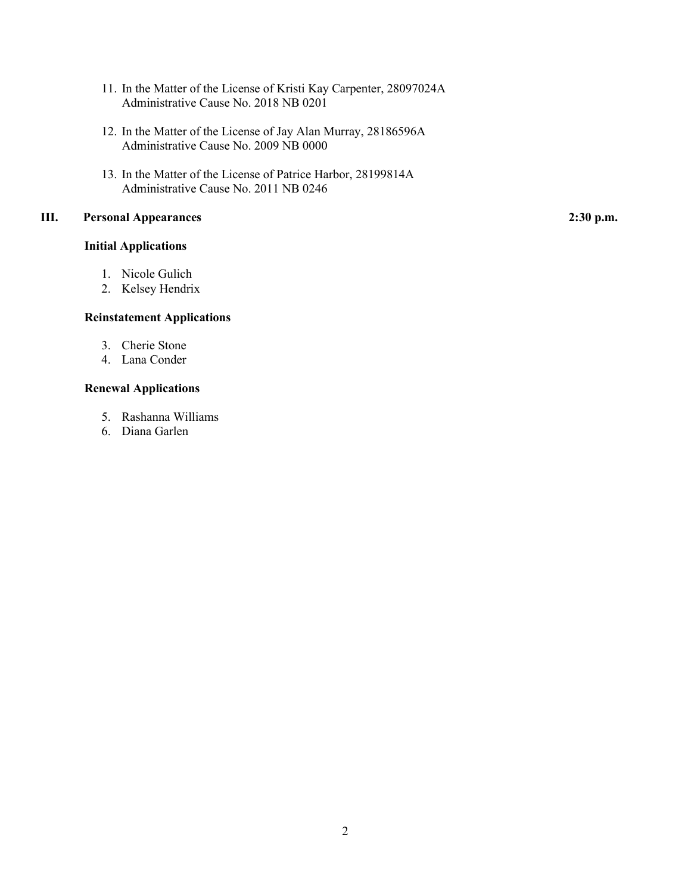11. In the Matter of the License of Kristi Kay Carpenter, 28097024A
    Administrative Cause No. 2018 NB 0201

12. In the Matter of the License of Jay Alan Murray, 28186596A
    Administrative Cause No. 2009 NB 0000

13. In the Matter of the License of Patrice Harbor, 28199814A
    Administrative Cause No. 2011 NB 0246

## III. Personal Appearances — 2:30 p.m.

**Initial Applications**

1. Nicole Gulich
2. Kelsey Hendrix

**Reinstatement Applications**

3. Cherie Stone
4. Lana Conder

**Renewal Applications**

5. Rashanna Williams
6. Diana Garlen